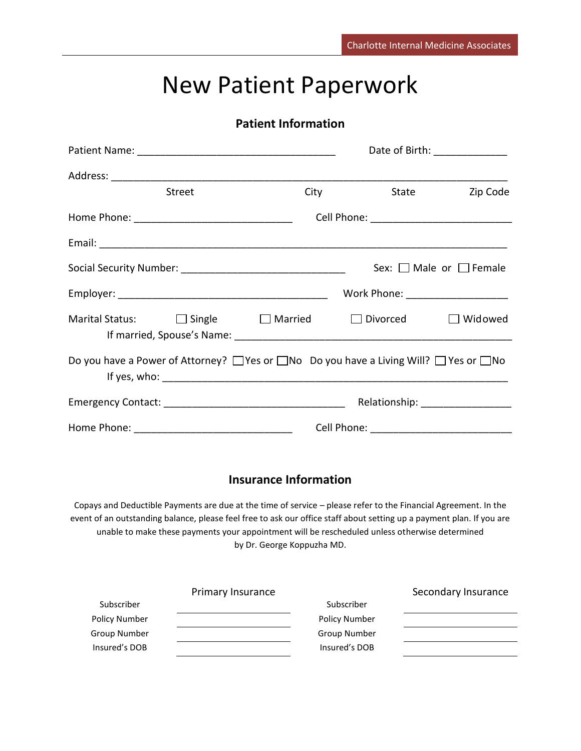Charlotte Internal Medicine Associates

# New Patient Paperwork

## Patient Information

Patient Name: ___________________________________ Date of Birth: _____________

Address: ______________________________________________________________________

Street City State Zip Code

Home Phone: ____________________________ Cell Phone: _________________________

Email: _________________________________________________________________________

Social Security Number: _____________________________ Sex: ☐ Male or ☐ Female

Employer: _____________________________________ Work Phone: __________________

Marital Status: ☐ Single ☐ Married ☐ Divorced ☐ Widowed

If married, Spouse's Name: _______________________________________________

Do you have a Power of Attorney? ☐ Yes or ☐ No Do you have a Living Will? ☐ Yes or ☐ No

If yes, who: ____________________________________________________________

Emergency Contact: ________________________________ Relationship: ________________

Home Phone: ____________________________ Cell Phone: _________________________

## Insurance Information

Copays and Deductible Payments are due at the time of service – please refer to the Financial Agreement. In the event of an outstanding balance, please feel free to ask our office staff about setting up a payment plan. If you are unable to make these payments your appointment will be rescheduled unless otherwise determined by Dr. George Koppuzha MD.

| | Primary Insurance | | Secondary Insurance |
|---|---|---|---|
| Subscriber | ____________________ | Subscriber | ____________________ |
| Policy Number | ____________________ | Policy Number | ____________________ |
| Group Number | ____________________ | Group Number | ____________________ |
| Insured's DOB | ____________________ | Insured's DOB | ____________________ |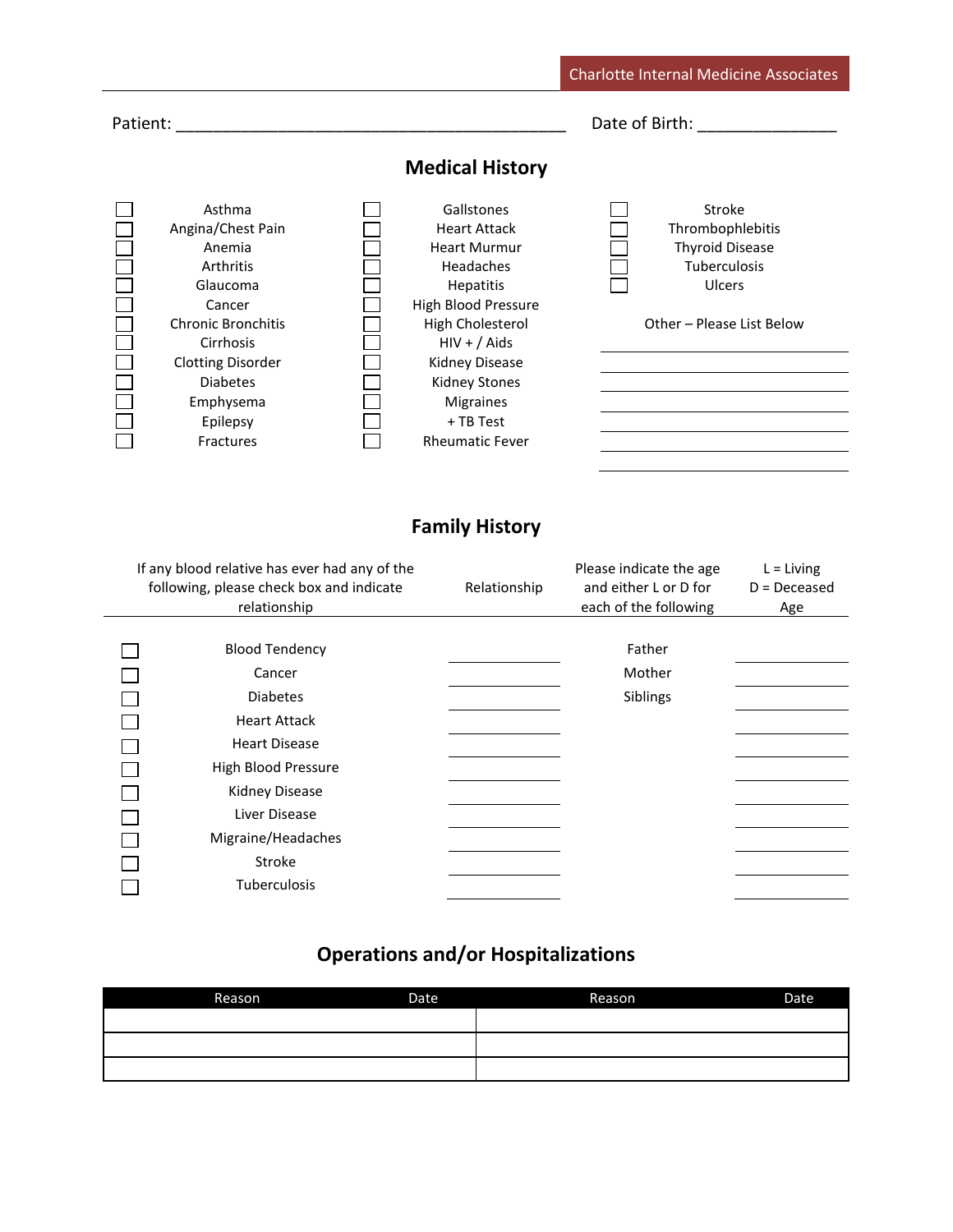Charlotte Internal Medicine Associates

Patient: ____________________________________________ Date of Birth: _______________

## Medical History

- [ ] Asthma
- [ ] Angina/Chest Pain
- [ ] Anemia
- [ ] Arthritis
- [ ] Glaucoma
- [ ] Cancer
- [ ] Chronic Bronchitis
- [ ] Cirrhosis
- [ ] Clotting Disorder
- [ ] Diabetes
- [ ] Emphysema
- [ ] Epilepsy
- [ ] Fractures
- [ ] Gallstones
- [ ] Heart Attack
- [ ] Heart Murmur
- [ ] Headaches
- [ ] Hepatitis
- [ ] High Blood Pressure
- [ ] High Cholesterol
- [ ] HIV + / Aids
- [ ] Kidney Disease
- [ ] Kidney Stones
- [ ] Migraines
- [ ] + TB Test
- [ ] Rheumatic Fever
- [ ] Stroke
- [ ] Thrombophlebitis
- [ ] Thyroid Disease
- [ ] Tuberculosis
- [ ] Ulcers

Other – Please List Below

______________________________

______________________________

______________________________

______________________________

______________________________

______________________________

## Family History

| If any blood relative has ever had any of the following, please check box and indicate relationship | Relationship | Please indicate the age and either L or D for each of the following | L = Living D = Deceased Age |
|---|---|---|---|
| [ ] Blood Tendency | | Father | |
| [ ] Cancer | | Mother | |
| [ ] Diabetes | | Siblings | |
| [ ] Heart Attack | | | |
| [ ] Heart Disease | | | |
| [ ] High Blood Pressure | | | |
| [ ] Kidney Disease | | | |
| [ ] Liver Disease | | | |
| [ ] Migraine/Headaches | | | |
| [ ] Stroke | | | |
| [ ] Tuberculosis | | | |

## Operations and/or Hospitalizations

| Reason | Date | Reason | Date |
|---|---|---|---|
| | | | |
| | | | |
| | | | |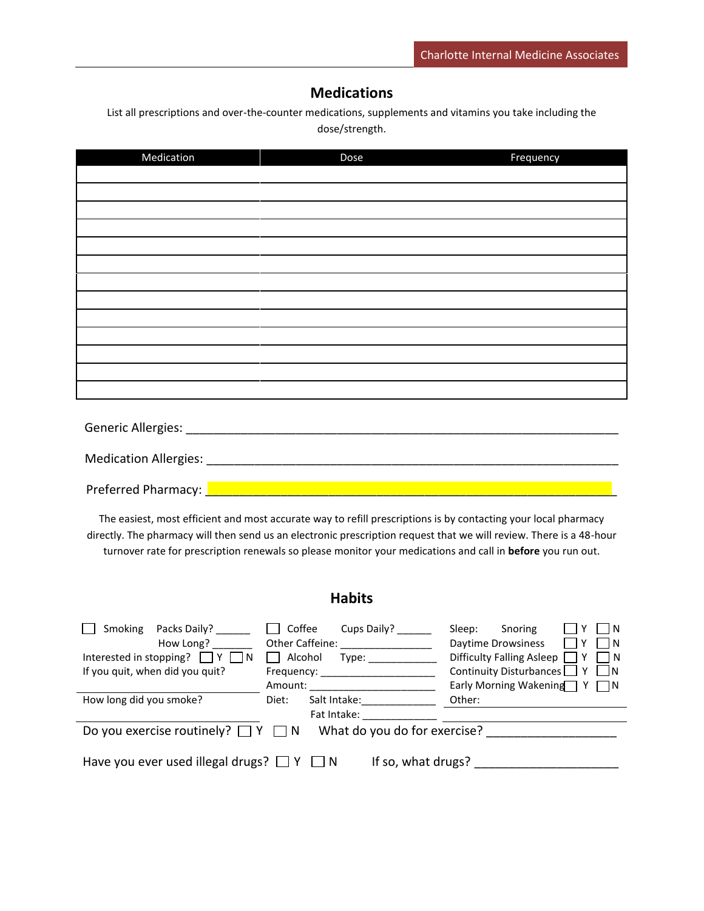## Medications

List all prescriptions and over-the-counter medications, supplements and vitamins you take including the dose/strength.

| Medication | Dose | Frequency |
|---|---|---|
| | | |
| | | |
| | | |
| | | |
| | | |
| | | |
| | | |
| | | |
| | | |
| | | |
| | | |
| | | |
| | | |

Generic Allergies: ____________________________________________________________

Medication Allergies: __________________________________________________________

Preferred Pharmacy: ___________________________________________________________

The easiest, most efficient and most accurate way to refill prescriptions is by contacting your local pharmacy directly. The pharmacy will then send us an electronic prescription request that we will review. There is a 48-hour turnover rate for prescription renewals so please monitor your medications and call in **before** you run out.

## Habits

☐ Smoking Packs Daily? ______
How Long? _______
Interested in stopping? ☐ Y ☐ N
If you quit, when did you quit?

How long did you smoke?

☐ Coffee Cups Daily? ______
Other Caffeine: ________________
☐ Alcohol Type: ____________
Frequency: ____________________
Amount: ______________________
Diet: Salt Intake:_____________
Fat Intake: _____________

Sleep: Snoring ☐ Y ☐ N
Daytime Drowsiness ☐ Y ☐ N
Difficulty Falling Asleep ☐ Y ☐ N
Continuity Disturbances ☐ Y ☐ N
Early Morning Wakening ☐ Y ☐ N
Other:

Do you exercise routinely? ☐ Y ☐ N What do you do for exercise? ___________________

Have you ever used illegal drugs? ☐ Y ☐ N If so, what drugs? _____________________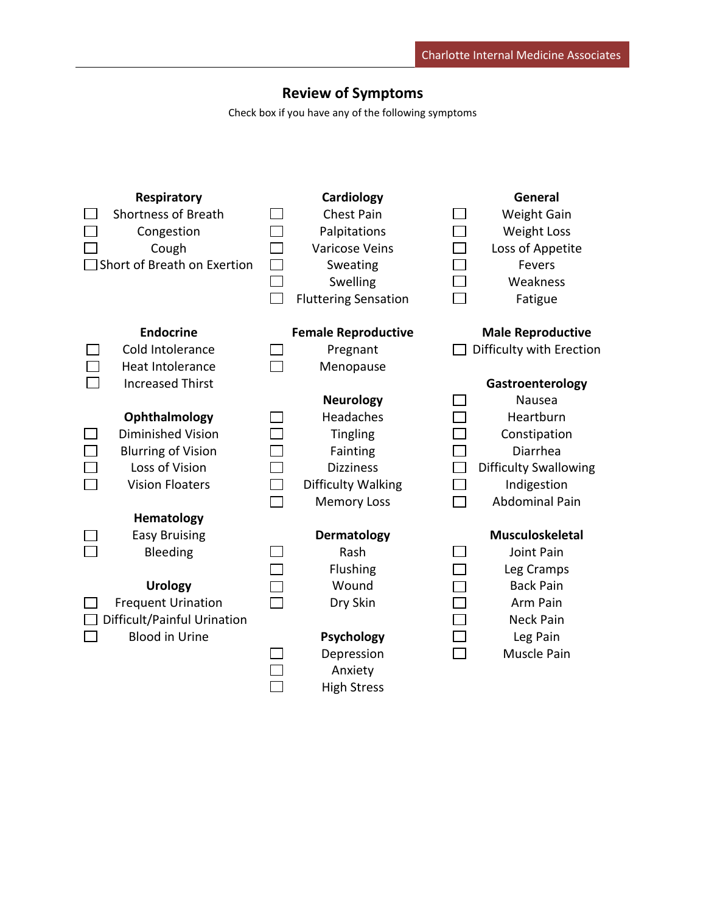## Review of Symptoms

Check box if you have any of the following symptoms

### Respiratory

- ☐ Shortness of Breath
- ☐ Congestion
- ☐ Cough
- ☐ Short of Breath on Exertion

### Cardiology

- ☐ Chest Pain
- ☐ Palpitations
- ☐ Varicose Veins
- ☐ Sweating
- ☐ Swelling
- ☐ Fluttering Sensation

### General

- ☐ Weight Gain
- ☐ Weight Loss
- ☐ Loss of Appetite
- ☐ Fevers
- ☐ Weakness
- ☐ Fatigue

### Endocrine

- ☐ Cold Intolerance
- ☐ Heat Intolerance
- ☐ Increased Thirst

### Ophthalmology

- ☐ Diminished Vision
- ☐ Blurring of Vision
- ☐ Loss of Vision
- ☐ Vision Floaters

### Hematology

- ☐ Easy Bruising
- ☐ Bleeding

### Urology

- ☐ Frequent Urination
- ☐ Difficult/Painful Urination
- ☐ Blood in Urine

### Female Reproductive

- ☐ Pregnant
- ☐ Menopause

### Neurology

- ☐ Headaches
- ☐ Tingling
- ☐ Fainting
- ☐ Dizziness
- ☐ Difficulty Walking
- ☐ Memory Loss

### Dermatology

- ☐ Rash
- ☐ Flushing
- ☐ Wound
- ☐ Dry Skin

### Psychology

- ☐ Depression
- ☐ Anxiety
- ☐ High Stress

### Male Reproductive

- ☐ Difficulty with Erection

### Gastroenterology

- ☐ Nausea
- ☐ Heartburn
- ☐ Constipation
- ☐ Diarrhea
- ☐ Difficulty Swallowing
- ☐ Indigestion
- ☐ Abdominal Pain

### Musculoskeletal

- ☐ Joint Pain
- ☐ Leg Cramps
- ☐ Back Pain
- ☐ Arm Pain
- ☐ Neck Pain
- ☐ Leg Pain
- ☐ Muscle Pain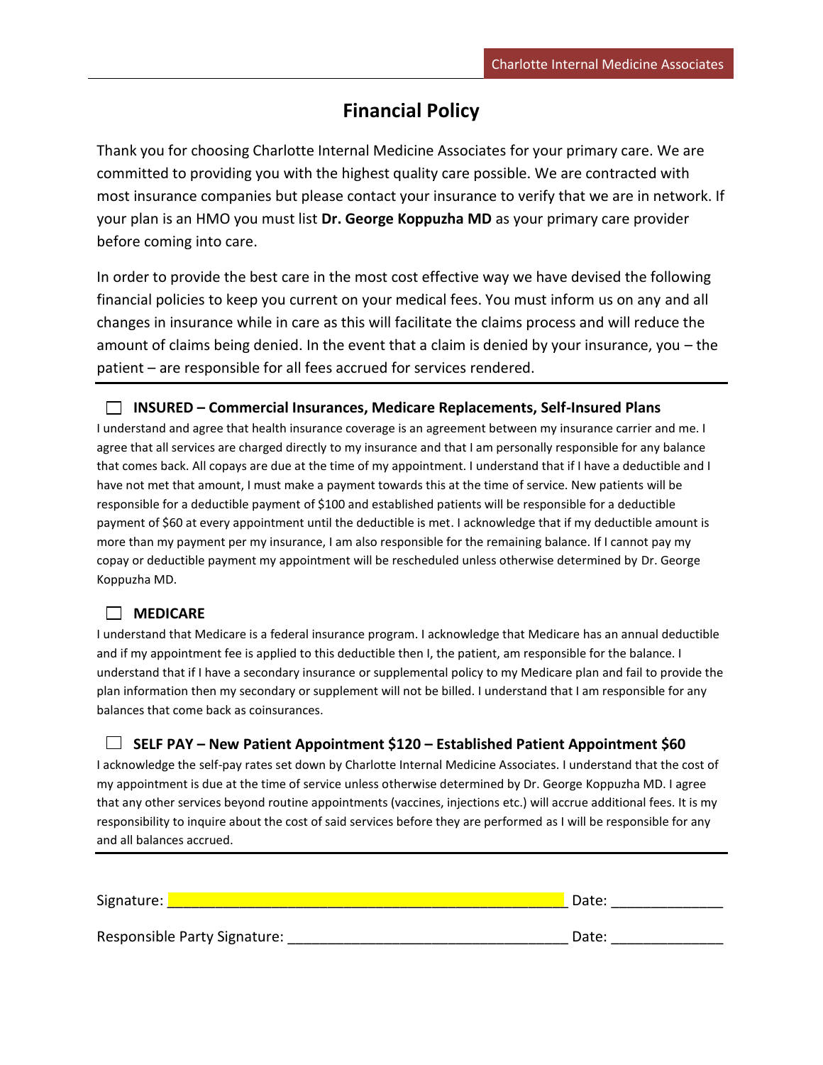# Financial Policy

Thank you for choosing Charlotte Internal Medicine Associates for your primary care. We are committed to providing you with the highest quality care possible. We are contracted with most insurance companies but please contact your insurance to verify that we are in network. If your plan is an HMO you must list **Dr. George Koppuzha MD** as your primary care provider before coming into care.

In order to provide the best care in the most cost effective way we have devised the following financial policies to keep you current on your medical fees. You must inform us on any and all changes in insurance while in care as this will facilitate the claims process and will reduce the amount of claims being denied. In the event that a claim is denied by your insurance, you – the patient – are responsible for all fees accrued for services rendered.

---

☐ **INSURED – Commercial Insurances, Medicare Replacements, Self-Insured Plans**

I understand and agree that health insurance coverage is an agreement between my insurance carrier and me. I agree that all services are charged directly to my insurance and that I am personally responsible for any balance that comes back. All copays are due at the time of my appointment. I understand that if I have a deductible and I have not met that amount, I must make a payment towards this at the time of service. New patients will be responsible for a deductible payment of $100 and established patients will be responsible for a deductible payment of $60 at every appointment until the deductible is met. I acknowledge that if my deductible amount is more than my payment per my insurance, I am also responsible for the remaining balance. If I cannot pay my copay or deductible payment my appointment will be rescheduled unless otherwise determined by Dr. George Koppuzha MD.

☐ **MEDICARE**

I understand that Medicare is a federal insurance program. I acknowledge that Medicare has an annual deductible and if my appointment fee is applied to this deductible then I, the patient, am responsible for the balance. I understand that if I have a secondary insurance or supplemental policy to my Medicare plan and fail to provide the plan information then my secondary or supplement will not be billed. I understand that I am responsible for any balances that come back as coinsurances.

☐ **SELF PAY – New Patient Appointment $120 – Established Patient Appointment $60**

I acknowledge the self-pay rates set down by Charlotte Internal Medicine Associates. I understand that the cost of my appointment is due at the time of service unless otherwise determined by Dr. George Koppuzha MD. I agree that any other services beyond routine appointments (vaccines, injections etc.) will accrue additional fees. It is my responsibility to inquire about the cost of said services before they are performed as I will be responsible for any and all balances accrued.

---

Signature: ______________________________________________ Date: _____________

Responsible Party Signature: ________________________________ Date: _____________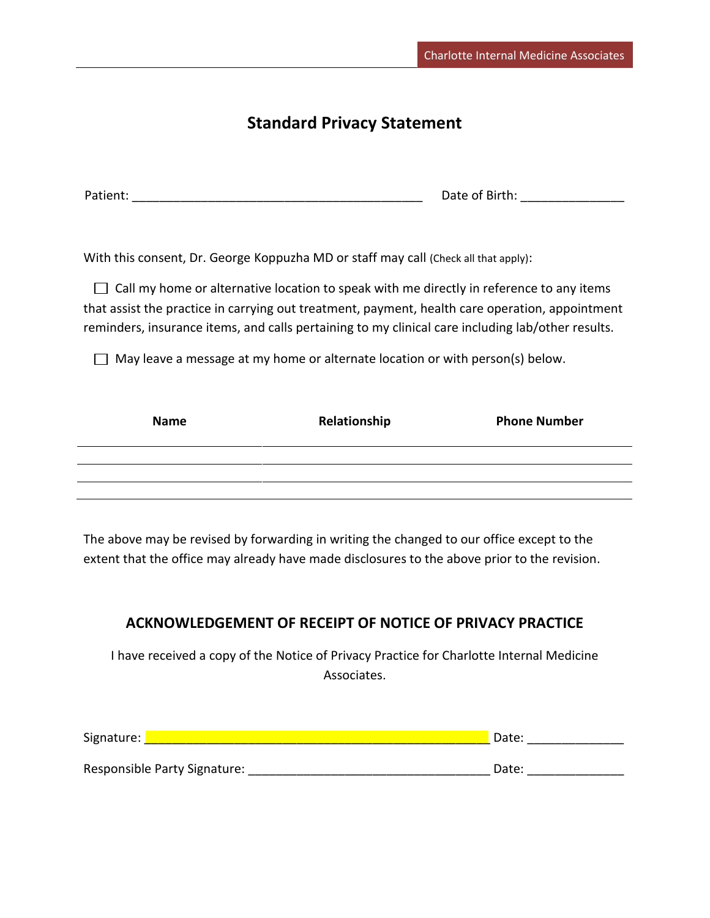Charlotte Internal Medicine Associates

# Standard Privacy Statement

Patient: ___________________________________________ Date of Birth: _______________

With this consent, Dr. George Koppuzha MD or staff may call (Check all that apply):

☐ Call my home or alternative location to speak with me directly in reference to any items that assist the practice in carrying out treatment, payment, health care operation, appointment reminders, insurance items, and calls pertaining to my clinical care including lab/other results.

☐ May leave a message at my home or alternate location or with person(s) below.

| Name | Relationship | Phone Number |
|---|---|---|
| | | |
| | | |
| | | |

The above may be revised by forwarding in writing the changed to our office except to the extent that the office may already have made disclosures to the above prior to the revision.

## ACKNOWLEDGEMENT OF RECEIPT OF NOTICE OF PRIVACY PRACTICE

I have received a copy of the Notice of Privacy Practice for Charlotte Internal Medicine Associates.

Signature: ___________________________________________________ Date: ______________

Responsible Party Signature: ____________________________________ Date: ______________